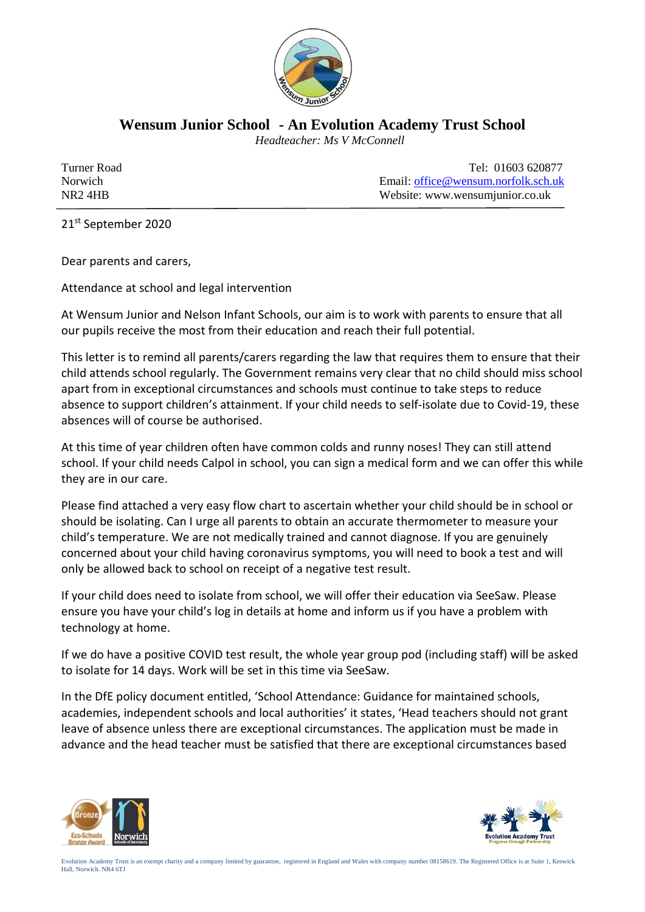# Wensum Junior School - An Evolution Academy Trust School

*Headteacher: Ms V McConnell*

Turner Road
Norwich
NR2 4HB

Tel: 01603 620877
Email: office@wensum.norfolk.sch.uk
Website: www.wensumjunior.co.uk

21st September 2020

Dear parents and carers,

Attendance at school and legal intervention

At Wensum Junior and Nelson Infant Schools, our aim is to work with parents to ensure that all our pupils receive the most from their education and reach their full potential.

This letter is to remind all parents/carers regarding the law that requires them to ensure that their child attends school regularly. The Government remains very clear that no child should miss school apart from in exceptional circumstances and schools must continue to take steps to reduce absence to support children's attainment. If your child needs to self-isolate due to Covid-19, these absences will of course be authorised.

At this time of year children often have common colds and runny noses! They can still attend school. If your child needs Calpol in school, you can sign a medical form and we can offer this while they are in our care.

Please find attached a very easy flow chart to ascertain whether your child should be in school or should be isolating. Can I urge all parents to obtain an accurate thermometer to measure your child's temperature. We are not medically trained and cannot diagnose. If you are genuinely concerned about your child having coronavirus symptoms, you will need to book a test and will only be allowed back to school on receipt of a negative test result.

If your child does need to isolate from school, we will offer their education via SeeSaw. Please ensure you have your child's log in details at home and inform us if you have a problem with technology at home.

If we do have a positive COVID test result, the whole year group pod (including staff) will be asked to isolate for 14 days. Work will be set in this time via SeeSaw.

In the DfE policy document entitled, 'School Attendance: Guidance for maintained schools, academies, independent schools and local authorities' it states, 'Head teachers should not grant leave of absence unless there are exceptional circumstances. The application must be made in advance and the head teacher must be satisfied that there are exceptional circumstances based

Evolution Academy Trust is an exempt charity and a company limited by guarantee, registered in England and Wales with company number 08158619. The Registered Office is at Suite 1, Keswick Hall, Norwich. NR4 6TJ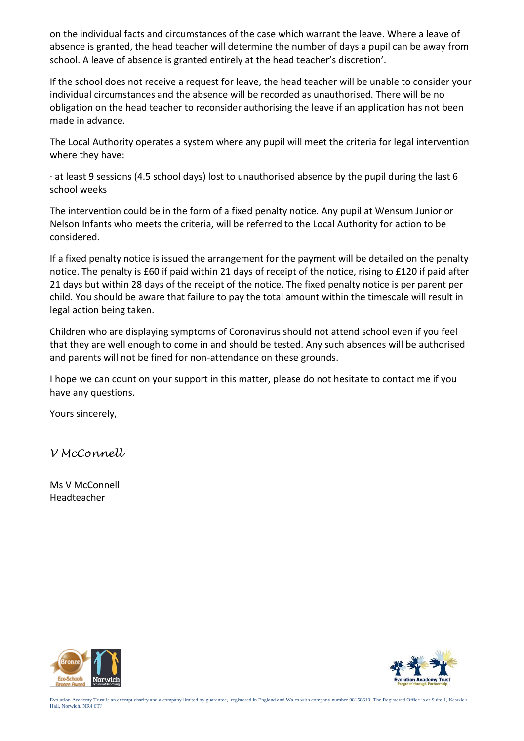on the individual facts and circumstances of the case which warrant the leave. Where a leave of absence is granted, the head teacher will determine the number of days a pupil can be away from school. A leave of absence is granted entirely at the head teacher's discretion'.

If the school does not receive a request for leave, the head teacher will be unable to consider your individual circumstances and the absence will be recorded as unauthorised. There will be no obligation on the head teacher to reconsider authorising the leave if an application has not been made in advance.

The Local Authority operates a system where any pupil will meet the criteria for legal intervention where they have:

· at least 9 sessions (4.5 school days) lost to unauthorised absence by the pupil during the last 6 school weeks

The intervention could be in the form of a fixed penalty notice. Any pupil at Wensum Junior or Nelson Infants who meets the criteria, will be referred to the Local Authority for action to be considered.

If a fixed penalty notice is issued the arrangement for the payment will be detailed on the penalty notice. The penalty is £60 if paid within 21 days of receipt of the notice, rising to £120 if paid after 21 days but within 28 days of the receipt of the notice. The fixed penalty notice is per parent per child. You should be aware that failure to pay the total amount within the timescale will result in legal action being taken.

Children who are displaying symptoms of Coronavirus should not attend school even if you feel that they are well enough to come in and should be tested. Any such absences will be authorised and parents will not be fined for non-attendance on these grounds.

I hope we can count on your support in this matter, please do not hesitate to contact me if you have any questions.

Yours sincerely,

*V McConnell*

Ms V McConnell
Headteacher

Evolution Academy Trust is an exempt charity and a company limited by guarantee, registered in England and Wales with company number 08158619. The Registered Office is at Suite 1, Keswick Hall, Norwich. NR4 6TJ